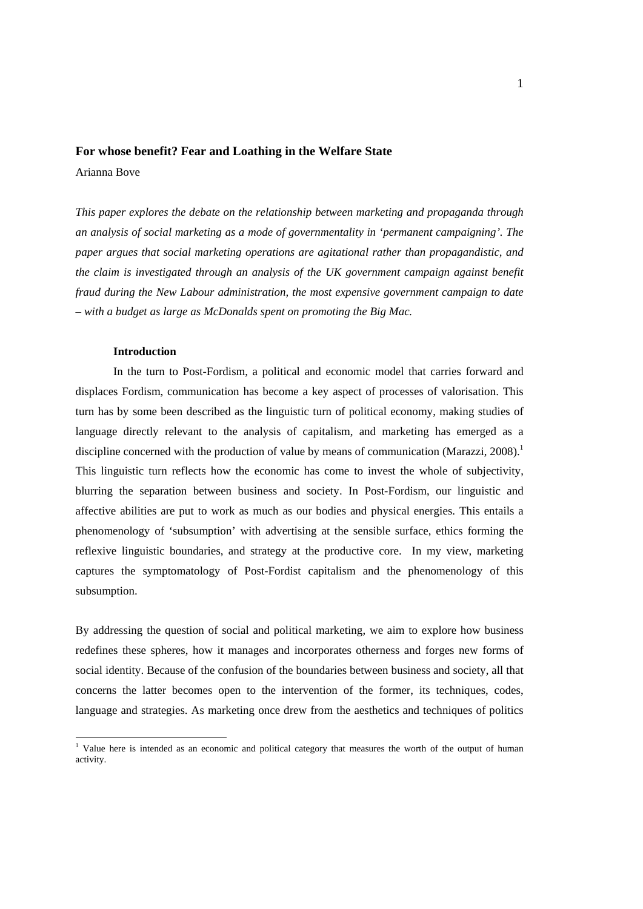# For whose benefit? Fear and Loathing in the Welfare State

Arianna Bove

*This paper explores the debate on the relationship between marketing and propaganda through an analysis of social marketing as a mode of governmentality in 'permanent campaigning'. The paper argues that social marketing operations are agitational rather than propagandistic, and the claim is investigated through an analysis of the UK government campaign against benefit fraud during the New Labour administration, the most expensive government campaign to date – with a budget as large as McDonalds spent on promoting the Big Mac.*

## Introduction

In the turn to Post-Fordism, a political and economic model that carries forward and displaces Fordism, communication has become a key aspect of processes of valorisation. This turn has by some been described as the linguistic turn of political economy, making studies of language directly relevant to the analysis of capitalism, and marketing has emerged as a discipline concerned with the production of value by means of communication (Marazzi, 2008).[1] This linguistic turn reflects how the economic has come to invest the whole of subjectivity, blurring the separation between business and society. In Post-Fordism, our linguistic and affective abilities are put to work as much as our bodies and physical energies. This entails a phenomenology of 'subsumption' with advertising at the sensible surface, ethics forming the reflexive linguistic boundaries, and strategy at the productive core. In my view, marketing captures the symptomatology of Post-Fordist capitalism and the phenomenology of this subsumption.

By addressing the question of social and political marketing, we aim to explore how business redefines these spheres, how it manages and incorporates otherness and forges new forms of social identity. Because of the confusion of the boundaries between business and society, all that concerns the latter becomes open to the intervention of the former, its techniques, codes, language and strategies. As marketing once drew from the aesthetics and techniques of politics

[1] Value here is intended as an economic and political category that measures the worth of the output of human activity.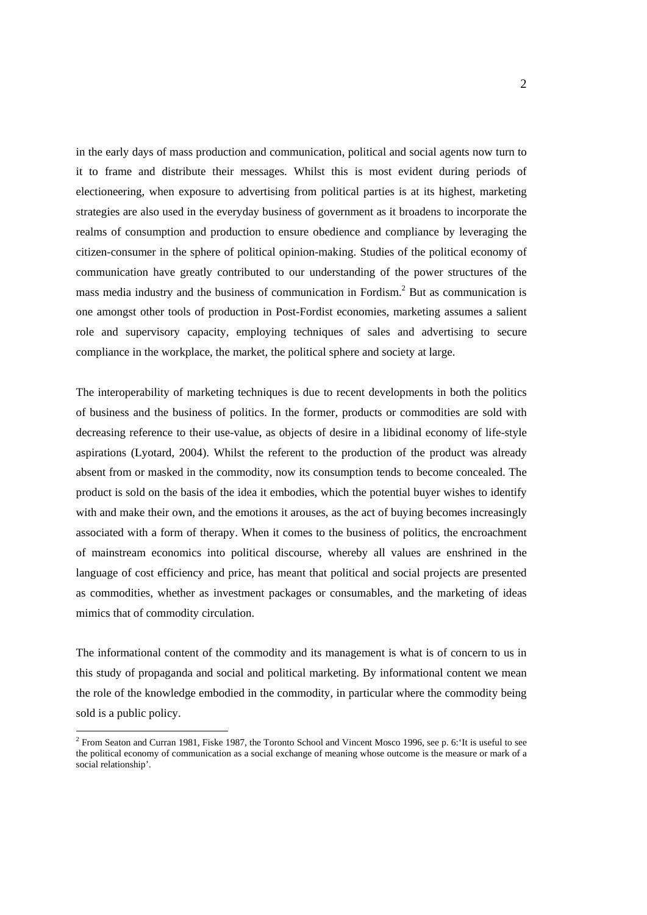in the early days of mass production and communication, political and social agents now turn to it to frame and distribute their messages. Whilst this is most evident during periods of electioneering, when exposure to advertising from political parties is at its highest, marketing strategies are also used in the everyday business of government as it broadens to incorporate the realms of consumption and production to ensure obedience and compliance by leveraging the citizen-consumer in the sphere of political opinion-making. Studies of the political economy of communication have greatly contributed to our understanding of the power structures of the mass media industry and the business of communication in Fordism.[2] But as communication is one amongst other tools of production in Post-Fordist economies, marketing assumes a salient role and supervisory capacity, employing techniques of sales and advertising to secure compliance in the workplace, the market, the political sphere and society at large.

The interoperability of marketing techniques is due to recent developments in both the politics of business and the business of politics. In the former, products or commodities are sold with decreasing reference to their use-value, as objects of desire in a libidinal economy of life-style aspirations (Lyotard, 2004). Whilst the referent to the production of the product was already absent from or masked in the commodity, now its consumption tends to become concealed. The product is sold on the basis of the idea it embodies, which the potential buyer wishes to identify with and make their own, and the emotions it arouses, as the act of buying becomes increasingly associated with a form of therapy. When it comes to the business of politics, the encroachment of mainstream economics into political discourse, whereby all values are enshrined in the language of cost efficiency and price, has meant that political and social projects are presented as commodities, whether as investment packages or consumables, and the marketing of ideas mimics that of commodity circulation.

The informational content of the commodity and its management is what is of concern to us in this study of propaganda and social and political marketing. By informational content we mean the role of the knowledge embodied in the commodity, in particular where the commodity being sold is a public policy.

[2] From Seaton and Curran 1981, Fiske 1987, the Toronto School and Vincent Mosco 1996, see p. 6:'It is useful to see the political economy of communication as a social exchange of meaning whose outcome is the measure or mark of a social relationship'.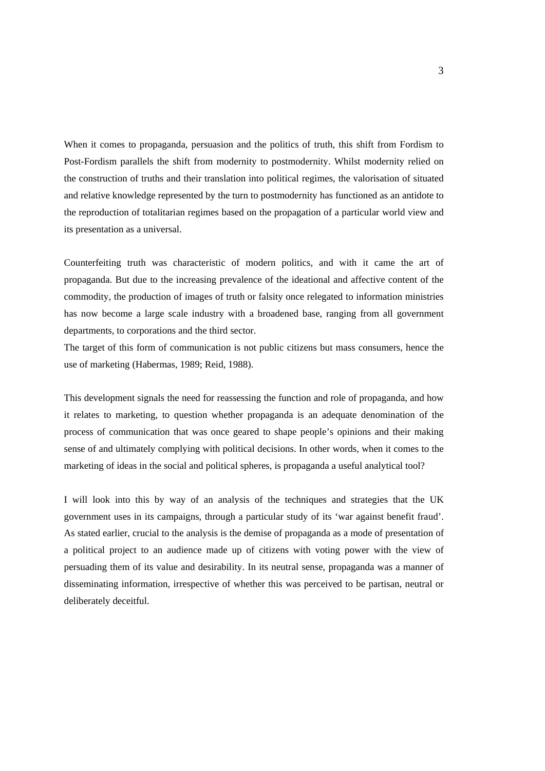When it comes to propaganda, persuasion and the politics of truth, this shift from Fordism to Post-Fordism parallels the shift from modernity to postmodernity. Whilst modernity relied on the construction of truths and their translation into political regimes, the valorisation of situated and relative knowledge represented by the turn to postmodernity has functioned as an antidote to the reproduction of totalitarian regimes based on the propagation of a particular world view and its presentation as a universal.

Counterfeiting truth was characteristic of modern politics, and with it came the art of propaganda. But due to the increasing prevalence of the ideational and affective content of the commodity, the production of images of truth or falsity once relegated to information ministries has now become a large scale industry with a broadened base, ranging from all government departments, to corporations and the third sector.
The target of this form of communication is not public citizens but mass consumers, hence the use of marketing (Habermas, 1989; Reid, 1988).

This development signals the need for reassessing the function and role of propaganda, and how it relates to marketing, to question whether propaganda is an adequate denomination of the process of communication that was once geared to shape people's opinions and their making sense of and ultimately complying with political decisions. In other words, when it comes to the marketing of ideas in the social and political spheres, is propaganda a useful analytical tool?

I will look into this by way of an analysis of the techniques and strategies that the UK government uses in its campaigns, through a particular study of its 'war against benefit fraud'. As stated earlier, crucial to the analysis is the demise of propaganda as a mode of presentation of a political project to an audience made up of citizens with voting power with the view of persuading them of its value and desirability. In its neutral sense, propaganda was a manner of disseminating information, irrespective of whether this was perceived to be partisan, neutral or deliberately deceitful.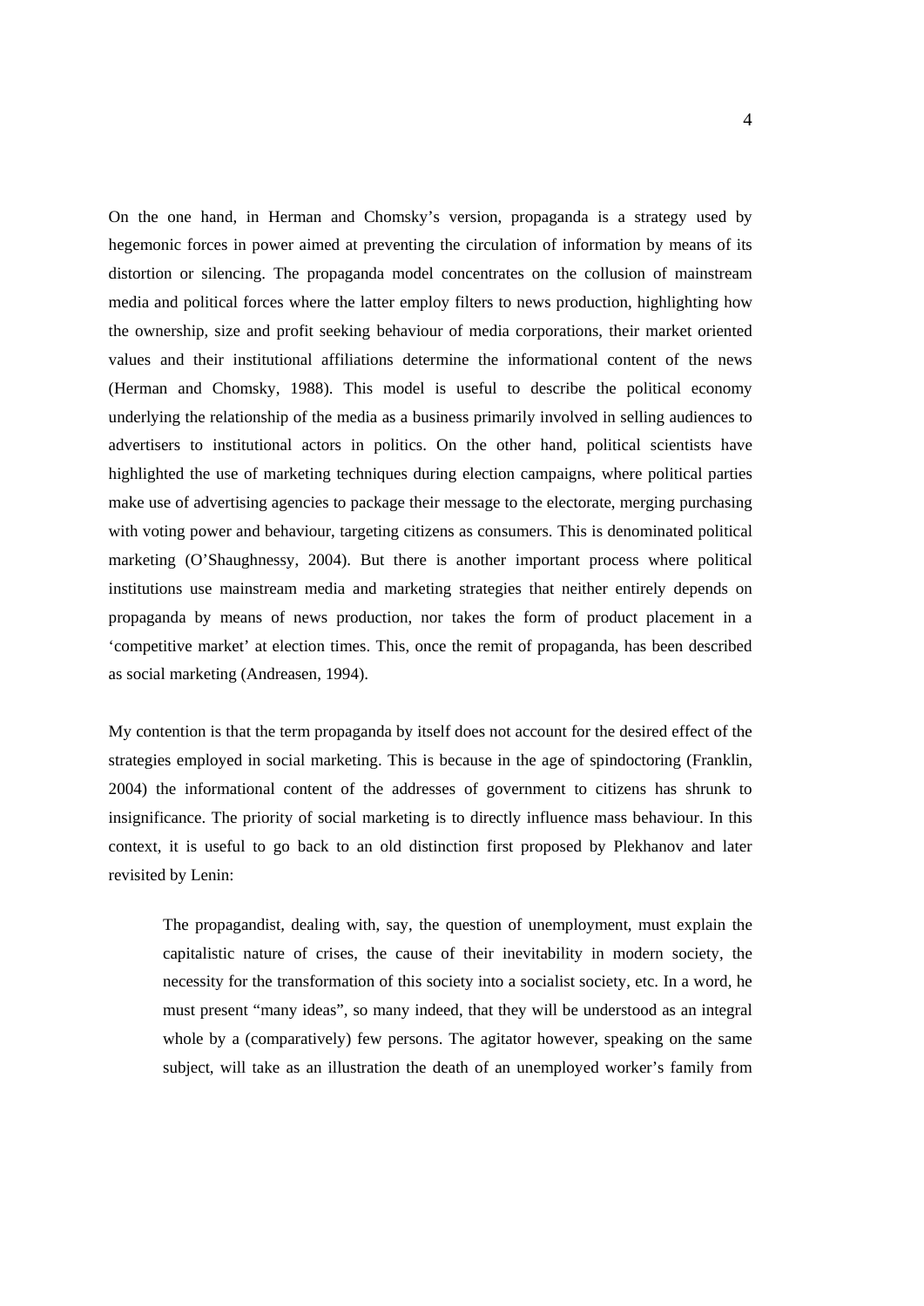On the one hand, in Herman and Chomsky's version, propaganda is a strategy used by hegemonic forces in power aimed at preventing the circulation of information by means of its distortion or silencing. The propaganda model concentrates on the collusion of mainstream media and political forces where the latter employ filters to news production, highlighting how the ownership, size and profit seeking behaviour of media corporations, their market oriented values and their institutional affiliations determine the informational content of the news (Herman and Chomsky, 1988). This model is useful to describe the political economy underlying the relationship of the media as a business primarily involved in selling audiences to advertisers to institutional actors in politics. On the other hand, political scientists have highlighted the use of marketing techniques during election campaigns, where political parties make use of advertising agencies to package their message to the electorate, merging purchasing with voting power and behaviour, targeting citizens as consumers. This is denominated political marketing (O'Shaughnessy, 2004). But there is another important process where political institutions use mainstream media and marketing strategies that neither entirely depends on propaganda by means of news production, nor takes the form of product placement in a 'competitive market' at election times. This, once the remit of propaganda, has been described as social marketing (Andreasen, 1994).

My contention is that the term propaganda by itself does not account for the desired effect of the strategies employed in social marketing. This is because in the age of spindoctoring (Franklin, 2004) the informational content of the addresses of government to citizens has shrunk to insignificance. The priority of social marketing is to directly influence mass behaviour. In this context, it is useful to go back to an old distinction first proposed by Plekhanov and later revisited by Lenin:

> The propagandist, dealing with, say, the question of unemployment, must explain the capitalistic nature of crises, the cause of their inevitability in modern society, the necessity for the transformation of this society into a socialist society, etc. In a word, he must present "many ideas", so many indeed, that they will be understood as an integral whole by a (comparatively) few persons. The agitator however, speaking on the same subject, will take as an illustration the death of an unemployed worker's family from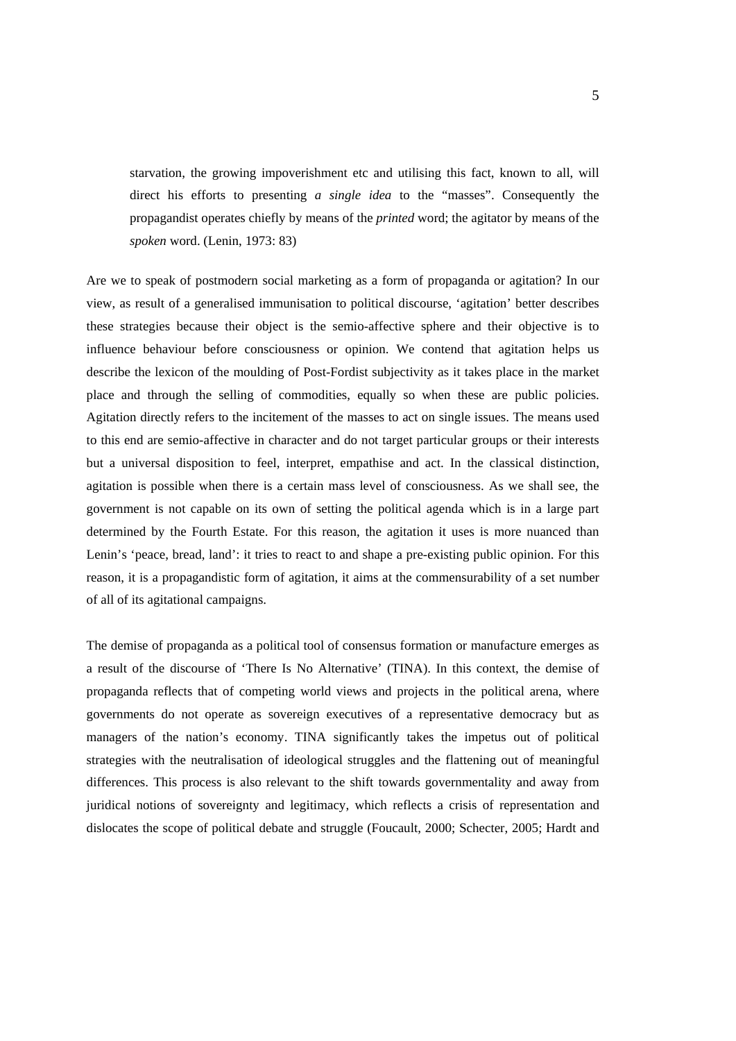> starvation, the growing impoverishment etc and utilising this fact, known to all, will direct his efforts to presenting *a single idea* to the "masses". Consequently the propagandist operates chiefly by means of the *printed* word; the agitator by means of the *spoken* word. (Lenin, 1973: 83)

Are we to speak of postmodern social marketing as a form of propaganda or agitation? In our view, as result of a generalised immunisation to political discourse, 'agitation' better describes these strategies because their object is the semio-affective sphere and their objective is to influence behaviour before consciousness or opinion. We contend that agitation helps us describe the lexicon of the moulding of Post-Fordist subjectivity as it takes place in the market place and through the selling of commodities, equally so when these are public policies. Agitation directly refers to the incitement of the masses to act on single issues. The means used to this end are semio-affective in character and do not target particular groups or their interests but a universal disposition to feel, interpret, empathise and act. In the classical distinction, agitation is possible when there is a certain mass level of consciousness. As we shall see, the government is not capable on its own of setting the political agenda which is in a large part determined by the Fourth Estate. For this reason, the agitation it uses is more nuanced than Lenin's 'peace, bread, land': it tries to react to and shape a pre-existing public opinion. For this reason, it is a propagandistic form of agitation, it aims at the commensurability of a set number of all of its agitational campaigns.

The demise of propaganda as a political tool of consensus formation or manufacture emerges as a result of the discourse of 'There Is No Alternative' (TINA). In this context, the demise of propaganda reflects that of competing world views and projects in the political arena, where governments do not operate as sovereign executives of a representative democracy but as managers of the nation's economy. TINA significantly takes the impetus out of political strategies with the neutralisation of ideological struggles and the flattening out of meaningful differences. This process is also relevant to the shift towards governmentality and away from juridical notions of sovereignty and legitimacy, which reflects a crisis of representation and dislocates the scope of political debate and struggle (Foucault, 2000; Schecter, 2005; Hardt and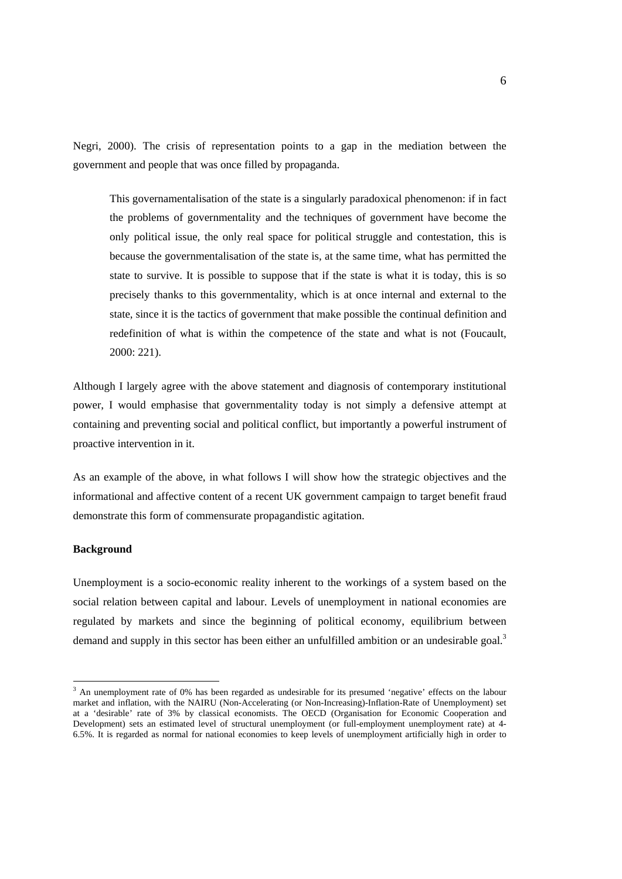Negri, 2000). The crisis of representation points to a gap in the mediation between the government and people that was once filled by propaganda.

> This governamentalisation of the state is a singularly paradoxical phenomenon: if in fact the problems of governmentality and the techniques of government have become the only political issue, the only real space for political struggle and contestation, this is because the governmentalisation of the state is, at the same time, what has permitted the state to survive. It is possible to suppose that if the state is what it is today, this is so precisely thanks to this governmentality, which is at once internal and external to the state, since it is the tactics of government that make possible the continual definition and redefinition of what is within the competence of the state and what is not (Foucault, 2000: 221).

Although I largely agree with the above statement and diagnosis of contemporary institutional power, I would emphasise that governmentality today is not simply a defensive attempt at containing and preventing social and political conflict, but importantly a powerful instrument of proactive intervention in it.

As an example of the above, in what follows I will show how the strategic objectives and the informational and affective content of a recent UK government campaign to target benefit fraud demonstrate this form of commensurate propagandistic agitation.

**Background**

Unemployment is a socio-economic reality inherent to the workings of a system based on the social relation between capital and labour. Levels of unemployment in national economies are regulated by markets and since the beginning of political economy, equilibrium between demand and supply in this sector has been either an unfulfilled ambition or an undesirable goal.[3]

[3] An unemployment rate of 0% has been regarded as undesirable for its presumed 'negative' effects on the labour market and inflation, with the NAIRU (Non-Accelerating (or Non-Increasing)-Inflation-Rate of Unemployment) set at a 'desirable' rate of 3% by classical economists. The OECD (Organisation for Economic Cooperation and Development) sets an estimated level of structural unemployment (or full-employment unemployment rate) at 4-6.5%. It is regarded as normal for national economies to keep levels of unemployment artificially high in order to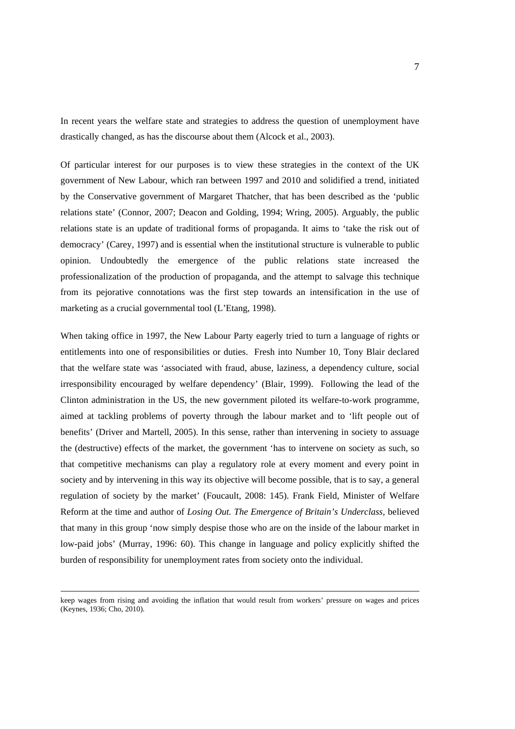In recent years the welfare state and strategies to address the question of unemployment have drastically changed, as has the discourse about them (Alcock et al., 2003).

Of particular interest for our purposes is to view these strategies in the context of the UK government of New Labour, which ran between 1997 and 2010 and solidified a trend, initiated by the Conservative government of Margaret Thatcher, that has been described as the 'public relations state' (Connor, 2007; Deacon and Golding, 1994; Wring, 2005). Arguably, the public relations state is an update of traditional forms of propaganda. It aims to 'take the risk out of democracy' (Carey, 1997) and is essential when the institutional structure is vulnerable to public opinion. Undoubtedly the emergence of the public relations state increased the professionalization of the production of propaganda, and the attempt to salvage this technique from its pejorative connotations was the first step towards an intensification in the use of marketing as a crucial governmental tool (L'Etang, 1998).

When taking office in 1997, the New Labour Party eagerly tried to turn a language of rights or entitlements into one of responsibilities or duties. Fresh into Number 10, Tony Blair declared that the welfare state was 'associated with fraud, abuse, laziness, a dependency culture, social irresponsibility encouraged by welfare dependency' (Blair, 1999). Following the lead of the Clinton administration in the US, the new government piloted its welfare-to-work programme, aimed at tackling problems of poverty through the labour market and to 'lift people out of benefits' (Driver and Martell, 2005). In this sense, rather than intervening in society to assuage the (destructive) effects of the market, the government 'has to intervene on society as such, so that competitive mechanisms can play a regulatory role at every moment and every point in society and by intervening in this way its objective will become possible, that is to say, a general regulation of society by the market' (Foucault, 2008: 145). Frank Field, Minister of Welfare Reform at the time and author of *Losing Out. The Emergence of Britain's Underclass,* believed that many in this group 'now simply despise those who are on the inside of the labour market in low-paid jobs' (Murray, 1996: 60). This change in language and policy explicitly shifted the burden of responsibility for unemployment rates from society onto the individual.

---

keep wages from rising and avoiding the inflation that would result from workers' pressure on wages and prices (Keynes, 1936; Cho, 2010).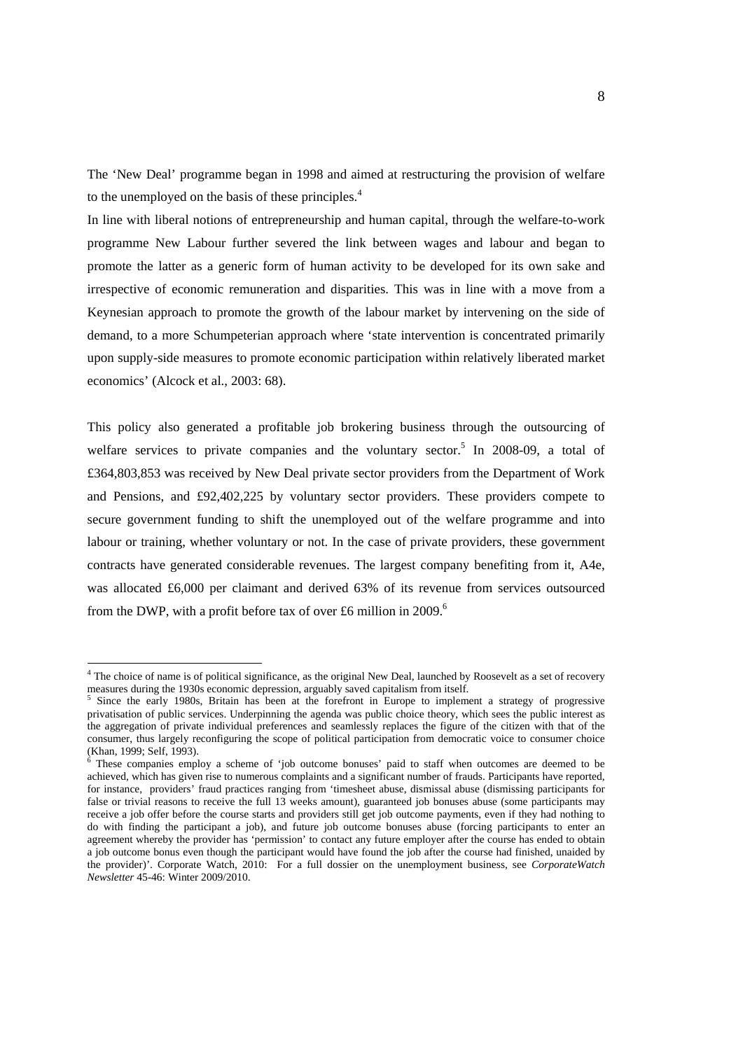The 'New Deal' programme began in 1998 and aimed at restructuring the provision of welfare to the unemployed on the basis of these principles.[4]

In line with liberal notions of entrepreneurship and human capital, through the welfare-to-work programme New Labour further severed the link between wages and labour and began to promote the latter as a generic form of human activity to be developed for its own sake and irrespective of economic remuneration and disparities. This was in line with a move from a Keynesian approach to promote the growth of the labour market by intervening on the side of demand, to a more Schumpeterian approach where 'state intervention is concentrated primarily upon supply-side measures to promote economic participation within relatively liberated market economics' (Alcock et al., 2003: 68).

This policy also generated a profitable job brokering business through the outsourcing of welfare services to private companies and the voluntary sector.[5] In 2008-09, a total of £364,803,853 was received by New Deal private sector providers from the Department of Work and Pensions, and £92,402,225 by voluntary sector providers. These providers compete to secure government funding to shift the unemployed out of the welfare programme and into labour or training, whether voluntary or not. In the case of private providers, these government contracts have generated considerable revenues. The largest company benefiting from it, A4e, was allocated £6,000 per claimant and derived 63% of its revenue from services outsourced from the DWP, with a profit before tax of over £6 million in 2009.[6]

---

[4] The choice of name is of political significance, as the original New Deal, launched by Roosevelt as a set of recovery measures during the 1930s economic depression, arguably saved capitalism from itself.

[5] Since the early 1980s, Britain has been at the forefront in Europe to implement a strategy of progressive privatisation of public services. Underpinning the agenda was public choice theory, which sees the public interest as the aggregation of private individual preferences and seamlessly replaces the figure of the citizen with that of the consumer, thus largely reconfiguring the scope of political participation from democratic voice to consumer choice (Khan, 1999; Self, 1993).

[6] These companies employ a scheme of 'job outcome bonuses' paid to staff when outcomes are deemed to be achieved, which has given rise to numerous complaints and a significant number of frauds. Participants have reported, for instance, providers' fraud practices ranging from 'timesheet abuse, dismissal abuse (dismissing participants for false or trivial reasons to receive the full 13 weeks amount), guaranteed job bonuses abuse (some participants may receive a job offer before the course starts and providers still get job outcome payments, even if they had nothing to do with finding the participant a job), and future job outcome bonuses abuse (forcing participants to enter an agreement whereby the provider has 'permission' to contact any future employer after the course has ended to obtain a job outcome bonus even though the participant would have found the job after the course had finished, unaided by the provider)'. Corporate Watch, 2010: For a full dossier on the unemployment business, see *CorporateWatch Newsletter* 45-46: Winter 2009/2010.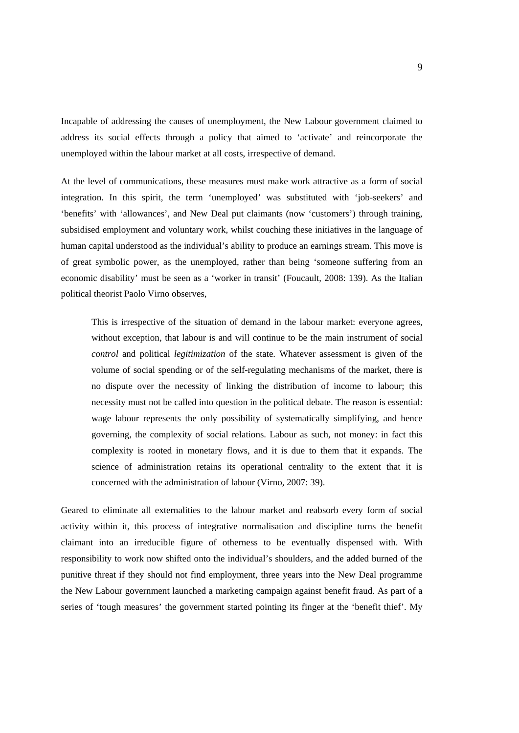Incapable of addressing the causes of unemployment, the New Labour government claimed to address its social effects through a policy that aimed to 'activate' and reincorporate the unemployed within the labour market at all costs, irrespective of demand.

At the level of communications, these measures must make work attractive as a form of social integration. In this spirit, the term 'unemployed' was substituted with 'job-seekers' and 'benefits' with 'allowances', and New Deal put claimants (now 'customers') through training, subsidised employment and voluntary work, whilst couching these initiatives in the language of human capital understood as the individual's ability to produce an earnings stream. This move is of great symbolic power, as the unemployed, rather than being 'someone suffering from an economic disability' must be seen as a 'worker in transit' (Foucault, 2008: 139). As the Italian political theorist Paolo Virno observes,

> This is irrespective of the situation of demand in the labour market: everyone agrees, without exception, that labour is and will continue to be the main instrument of social *control* and political *legitimization* of the state. Whatever assessment is given of the volume of social spending or of the self-regulating mechanisms of the market, there is no dispute over the necessity of linking the distribution of income to labour; this necessity must not be called into question in the political debate. The reason is essential: wage labour represents the only possibility of systematically simplifying, and hence governing, the complexity of social relations. Labour as such, not money: in fact this complexity is rooted in monetary flows, and it is due to them that it expands. The science of administration retains its operational centrality to the extent that it is concerned with the administration of labour (Virno, 2007: 39).

Geared to eliminate all externalities to the labour market and reabsorb every form of social activity within it, this process of integrative normalisation and discipline turns the benefit claimant into an irreducible figure of otherness to be eventually dispensed with. With responsibility to work now shifted onto the individual's shoulders, and the added burned of the punitive threat if they should not find employment, three years into the New Deal programme the New Labour government launched a marketing campaign against benefit fraud. As part of a series of 'tough measures' the government started pointing its finger at the 'benefit thief'. My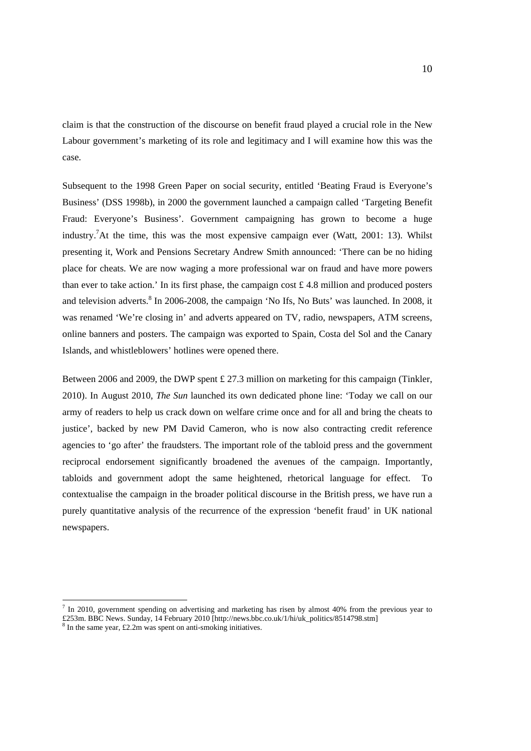claim is that the construction of the discourse on benefit fraud played a crucial role in the New Labour government's marketing of its role and legitimacy and I will examine how this was the case.

Subsequent to the 1998 Green Paper on social security, entitled 'Beating Fraud is Everyone's Business' (DSS 1998b), in 2000 the government launched a campaign called 'Targeting Benefit Fraud: Everyone's Business'. Government campaigning has grown to become a huge industry.[7]At the time, this was the most expensive campaign ever (Watt, 2001: 13). Whilst presenting it, Work and Pensions Secretary Andrew Smith announced: 'There can be no hiding place for cheats. We are now waging a more professional war on fraud and have more powers than ever to take action.' In its first phase, the campaign cost £ 4.8 million and produced posters and television adverts.[8] In 2006-2008, the campaign 'No Ifs, No Buts' was launched. In 2008, it was renamed 'We're closing in' and adverts appeared on TV, radio, newspapers, ATM screens, online banners and posters. The campaign was exported to Spain, Costa del Sol and the Canary Islands, and whistleblowers' hotlines were opened there.

Between 2006 and 2009, the DWP spent £ 27.3 million on marketing for this campaign (Tinkler, 2010). In August 2010, *The Sun* launched its own dedicated phone line: 'Today we call on our army of readers to help us crack down on welfare crime once and for all and bring the cheats to justice', backed by new PM David Cameron, who is now also contracting credit reference agencies to 'go after' the fraudsters. The important role of the tabloid press and the government reciprocal endorsement significantly broadened the avenues of the campaign. Importantly, tabloids and government adopt the same heightened, rhetorical language for effect. To contextualise the campaign in the broader political discourse in the British press, we have run a purely quantitative analysis of the recurrence of the expression 'benefit fraud' in UK national newspapers.

---

[7] In 2010, government spending on advertising and marketing has risen by almost 40% from the previous year to £253m. BBC News. Sunday, 14 February 2010 [http://news.bbc.co.uk/1/hi/uk_politics/8514798.stm]

[8] In the same year, £2.2m was spent on anti-smoking initiatives.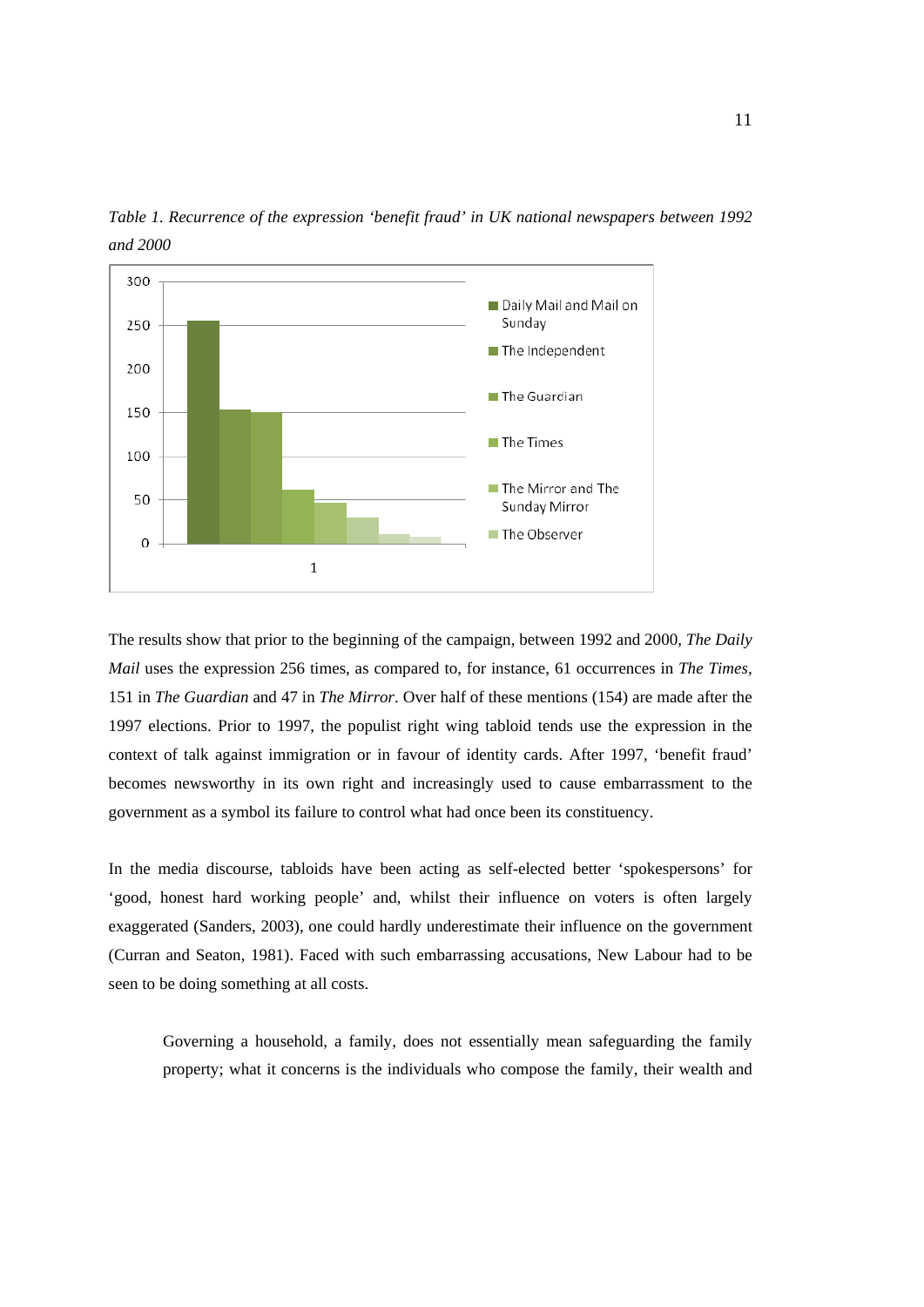*Table 1. Recurrence of the expression 'benefit fraud' in UK national newspapers between 1992 and 2000*

The results show that prior to the beginning of the campaign, between 1992 and 2000, *The Daily Mail* uses the expression 256 times, as compared to, for instance, 61 occurrences in *The Times*, 151 in *The Guardian* and 47 in *The Mirror*. Over half of these mentions (154) are made after the 1997 elections. Prior to 1997, the populist right wing tabloid tends use the expression in the context of talk against immigration or in favour of identity cards. After 1997, 'benefit fraud' becomes newsworthy in its own right and increasingly used to cause embarrassment to the government as a symbol its failure to control what had once been its constituency.

In the media discourse, tabloids have been acting as self-elected better 'spokespersons' for 'good, honest hard working people' and, whilst their influence on voters is often largely exaggerated (Sanders, 2003), one could hardly underestimate their influence on the government (Curran and Seaton, 1981). Faced with such embarrassing accusations, New Labour had to be seen to be doing something at all costs.

> Governing a household, a family, does not essentially mean safeguarding the family property; what it concerns is the individuals who compose the family, their wealth and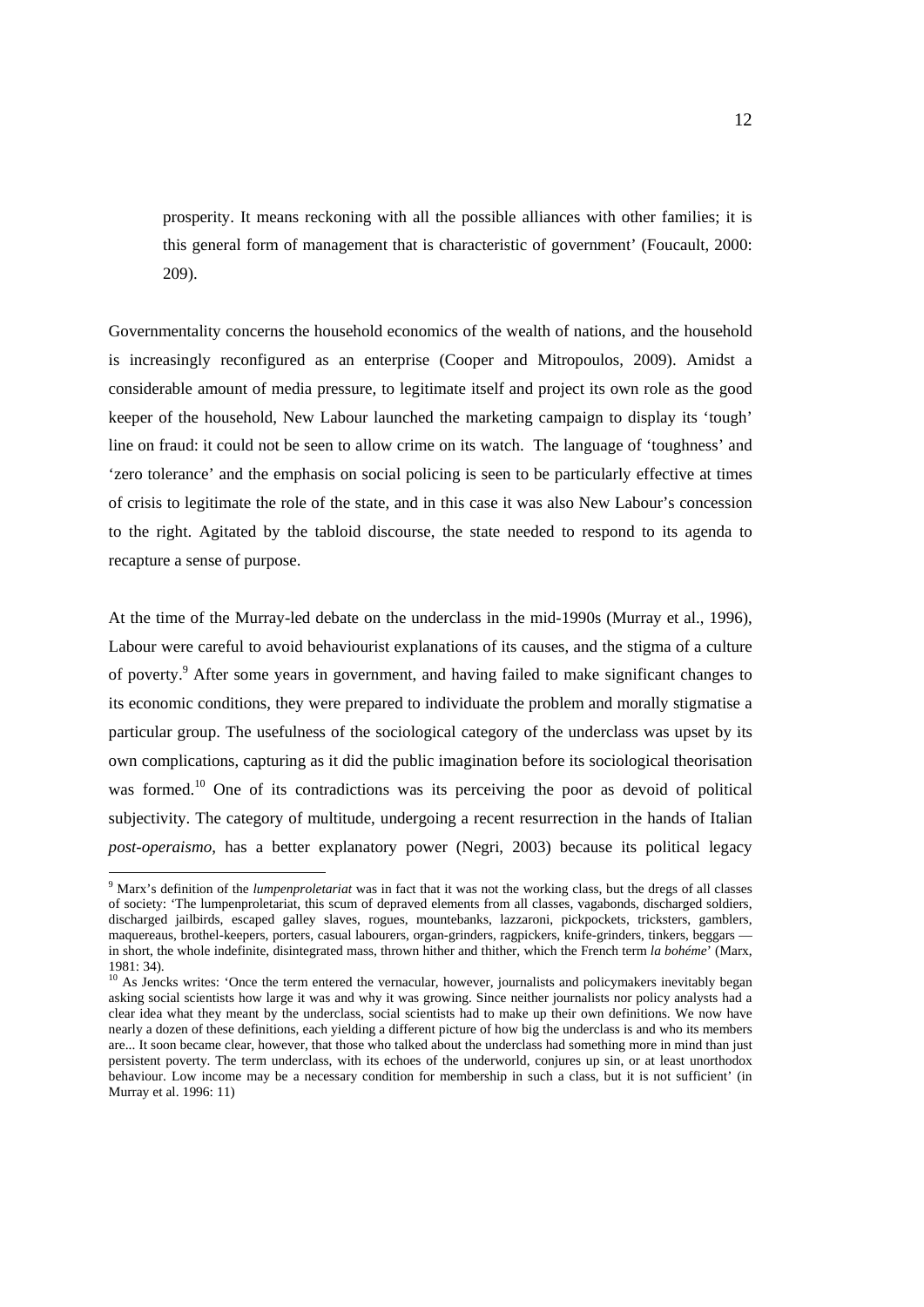prosperity. It means reckoning with all the possible alliances with other families; it is this general form of management that is characteristic of government' (Foucault, 2000: 209).

Governmentality concerns the household economics of the wealth of nations, and the household is increasingly reconfigured as an enterprise (Cooper and Mitropoulos, 2009). Amidst a considerable amount of media pressure, to legitimate itself and project its own role as the good keeper of the household, New Labour launched the marketing campaign to display its 'tough' line on fraud: it could not be seen to allow crime on its watch. The language of 'toughness' and 'zero tolerance' and the emphasis on social policing is seen to be particularly effective at times of crisis to legitimate the role of the state, and in this case it was also New Labour's concession to the right. Agitated by the tabloid discourse, the state needed to respond to its agenda to recapture a sense of purpose.

At the time of the Murray-led debate on the underclass in the mid-1990s (Murray et al., 1996), Labour were careful to avoid behaviourist explanations of its causes, and the stigma of a culture of poverty.[9] After some years in government, and having failed to make significant changes to its economic conditions, they were prepared to individuate the problem and morally stigmatise a particular group. The usefulness of the sociological category of the underclass was upset by its own complications, capturing as it did the public imagination before its sociological theorisation was formed.[10] One of its contradictions was its perceiving the poor as devoid of political subjectivity. The category of multitude, undergoing a recent resurrection in the hands of Italian *post-operaismo*, has a better explanatory power (Negri, 2003) because its political legacy

[9] Marx's definition of the *lumpenproletariat* was in fact that it was not the working class, but the dregs of all classes of society: 'The lumpenproletariat, this scum of depraved elements from all classes, vagabonds, discharged soldiers, discharged jailbirds, escaped galley slaves, rogues, mountebanks, lazzaroni, pickpockets, tricksters, gamblers, maquereaus, brothel-keepers, porters, casual labourers, organ-grinders, ragpickers, knife-grinders, tinkers, beggars — in short, the whole indefinite, disintegrated mass, thrown hither and thither, which the French term *la bohéme*' (Marx, 1981: 34).

[10] As Jencks writes: 'Once the term entered the vernacular, however, journalists and policymakers inevitably began asking social scientists how large it was and why it was growing. Since neither journalists nor policy analysts had a clear idea what they meant by the underclass, social scientists had to make up their own definitions. We now have nearly a dozen of these definitions, each yielding a different picture of how big the underclass is and who its members are... It soon became clear, however, that those who talked about the underclass had something more in mind than just persistent poverty. The term underclass, with its echoes of the underworld, conjures up sin, or at least unorthodox behaviour. Low income may be a necessary condition for membership in such a class, but it is not sufficient' (in Murray et al. 1996: 11)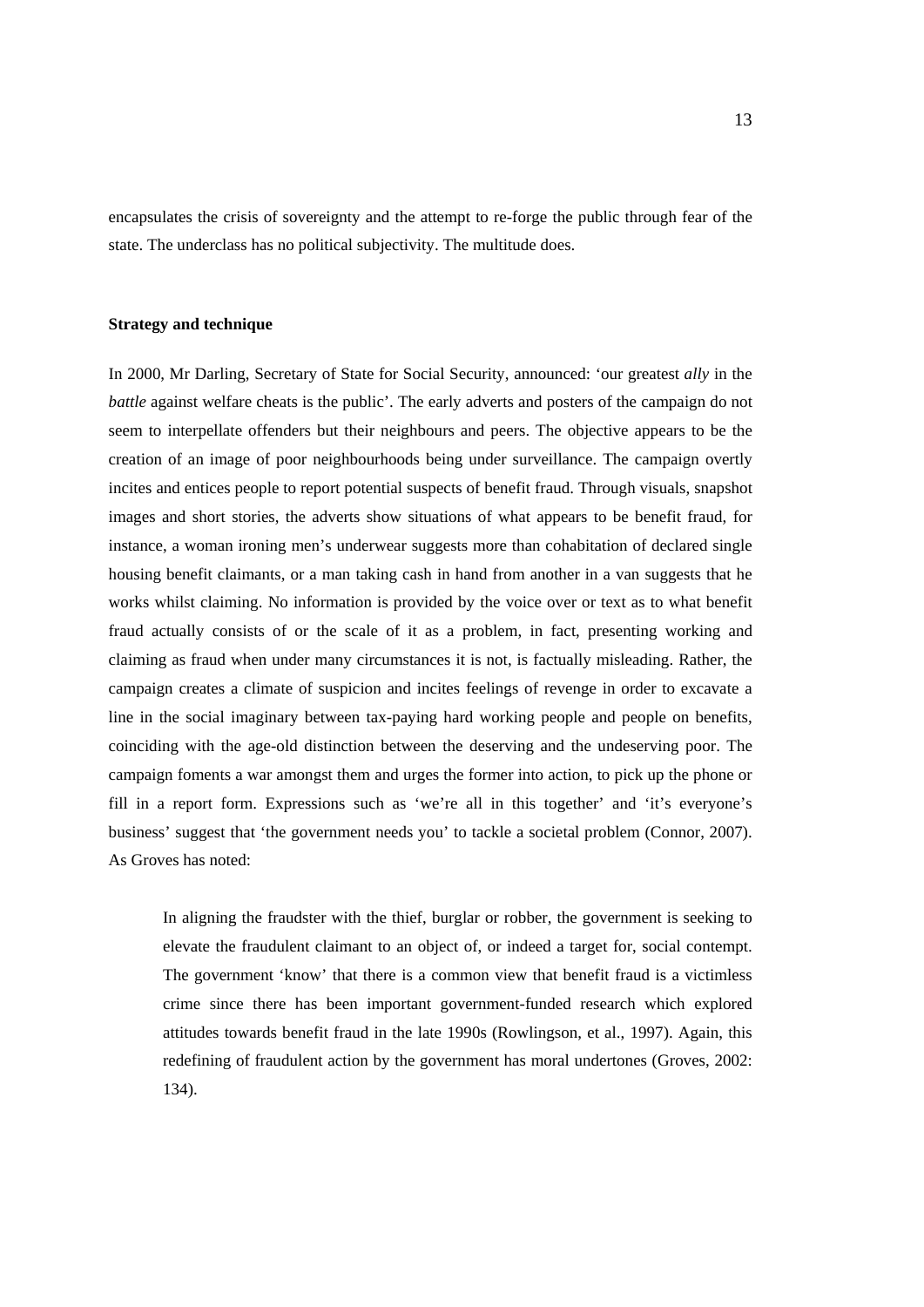encapsulates the crisis of sovereignty and the attempt to re-forge the public through fear of the state. The underclass has no political subjectivity. The multitude does.

### Strategy and technique

In 2000, Mr Darling, Secretary of State for Social Security, announced: 'our greatest *ally* in the *battle* against welfare cheats is the public'. The early adverts and posters of the campaign do not seem to interpellate offenders but their neighbours and peers. The objective appears to be the creation of an image of poor neighbourhoods being under surveillance. The campaign overtly incites and entices people to report potential suspects of benefit fraud. Through visuals, snapshot images and short stories, the adverts show situations of what appears to be benefit fraud, for instance, a woman ironing men's underwear suggests more than cohabitation of declared single housing benefit claimants, or a man taking cash in hand from another in a van suggests that he works whilst claiming. No information is provided by the voice over or text as to what benefit fraud actually consists of or the scale of it as a problem, in fact, presenting working and claiming as fraud when under many circumstances it is not, is factually misleading. Rather, the campaign creates a climate of suspicion and incites feelings of revenge in order to excavate a line in the social imaginary between tax-paying hard working people and people on benefits, coinciding with the age-old distinction between the deserving and the undeserving poor. The campaign foments a war amongst them and urges the former into action, to pick up the phone or fill in a report form. Expressions such as 'we're all in this together' and 'it's everyone's business' suggest that 'the government needs you' to tackle a societal problem (Connor, 2007). As Groves has noted:

> In aligning the fraudster with the thief, burglar or robber, the government is seeking to elevate the fraudulent claimant to an object of, or indeed a target for, social contempt. The government 'know' that there is a common view that benefit fraud is a victimless crime since there has been important government-funded research which explored attitudes towards benefit fraud in the late 1990s (Rowlingson, et al., 1997). Again, this redefining of fraudulent action by the government has moral undertones (Groves, 2002: 134).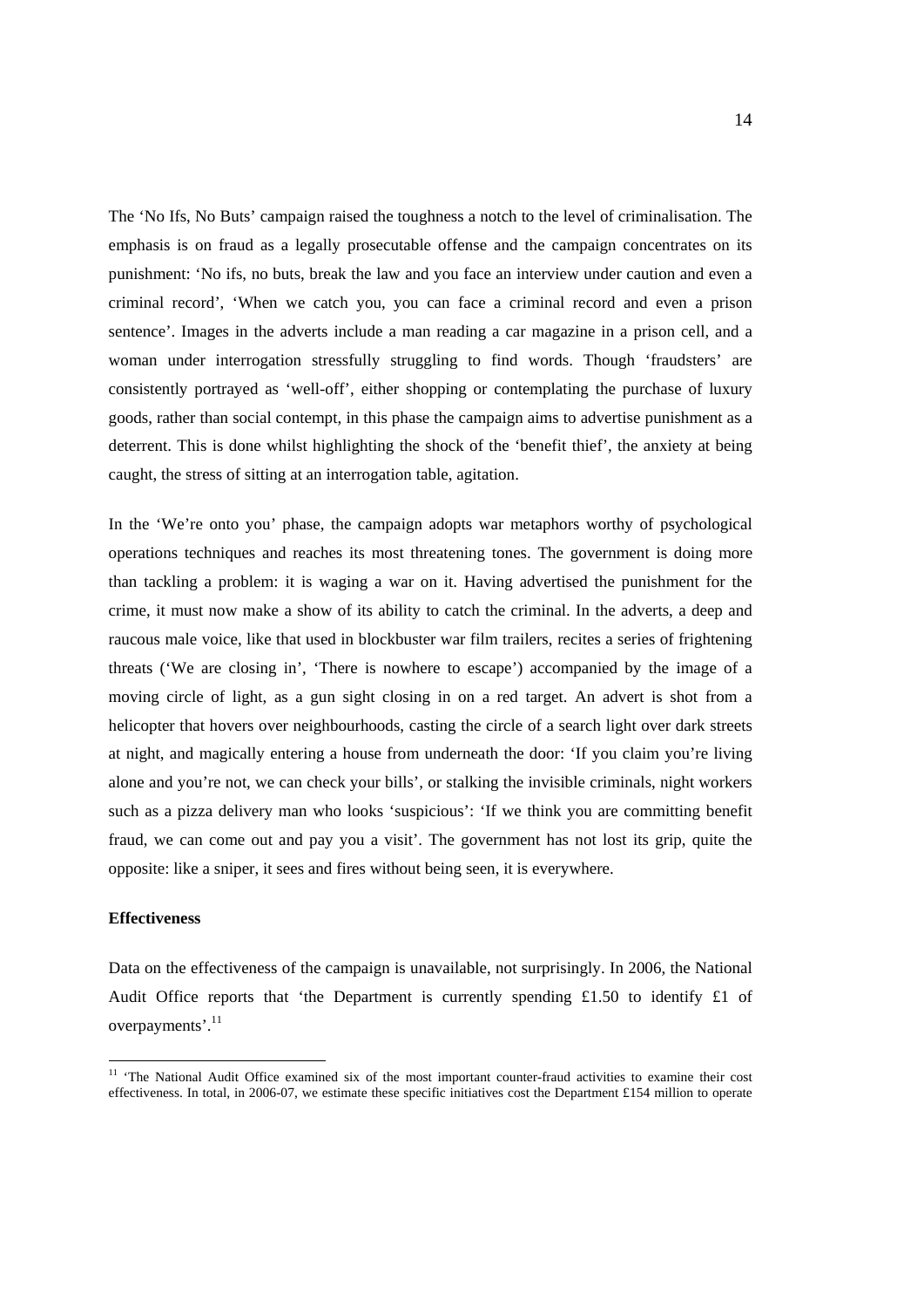The ‘No Ifs, No Buts’ campaign raised the toughness a notch to the level of criminalisation. The emphasis is on fraud as a legally prosecutable offense and the campaign concentrates on its punishment: ‘No ifs, no buts, break the law and you face an interview under caution and even a criminal record’, ‘When we catch you, you can face a criminal record and even a prison sentence’. Images in the adverts include a man reading a car magazine in a prison cell, and a woman under interrogation stressfully struggling to find words. Though ‘fraudsters’ are consistently portrayed as ‘well-off’, either shopping or contemplating the purchase of luxury goods, rather than social contempt, in this phase the campaign aims to advertise punishment as a deterrent. This is done whilst highlighting the shock of the ‘benefit thief’, the anxiety at being caught, the stress of sitting at an interrogation table, agitation.

In the ‘We’re onto you’ phase, the campaign adopts war metaphors worthy of psychological operations techniques and reaches its most threatening tones. The government is doing more than tackling a problem: it is waging a war on it. Having advertised the punishment for the crime, it must now make a show of its ability to catch the criminal. In the adverts, a deep and raucous male voice, like that used in blockbuster war film trailers, recites a series of frightening threats (‘We are closing in’, ‘There is nowhere to escape’) accompanied by the image of a moving circle of light, as a gun sight closing in on a red target. An advert is shot from a helicopter that hovers over neighbourhoods, casting the circle of a search light over dark streets at night, and magically entering a house from underneath the door: ‘If you claim you’re living alone and you’re not, we can check your bills’, or stalking the invisible criminals, night workers such as a pizza delivery man who looks ‘suspicious’: ‘If we think you are committing benefit fraud, we can come out and pay you a visit’. The government has not lost its grip, quite the opposite: like a sniper, it sees and fires without being seen, it is everywhere.

**Effectiveness**

Data on the effectiveness of the campaign is unavailable, not surprisingly. In 2006, the National Audit Office reports that ‘the Department is currently spending £1.50 to identify £1 of overpayments’.[11]

[11] ‘The National Audit Office examined six of the most important counter-fraud activities to examine their cost effectiveness. In total, in 2006-07, we estimate these specific initiatives cost the Department £154 million to operate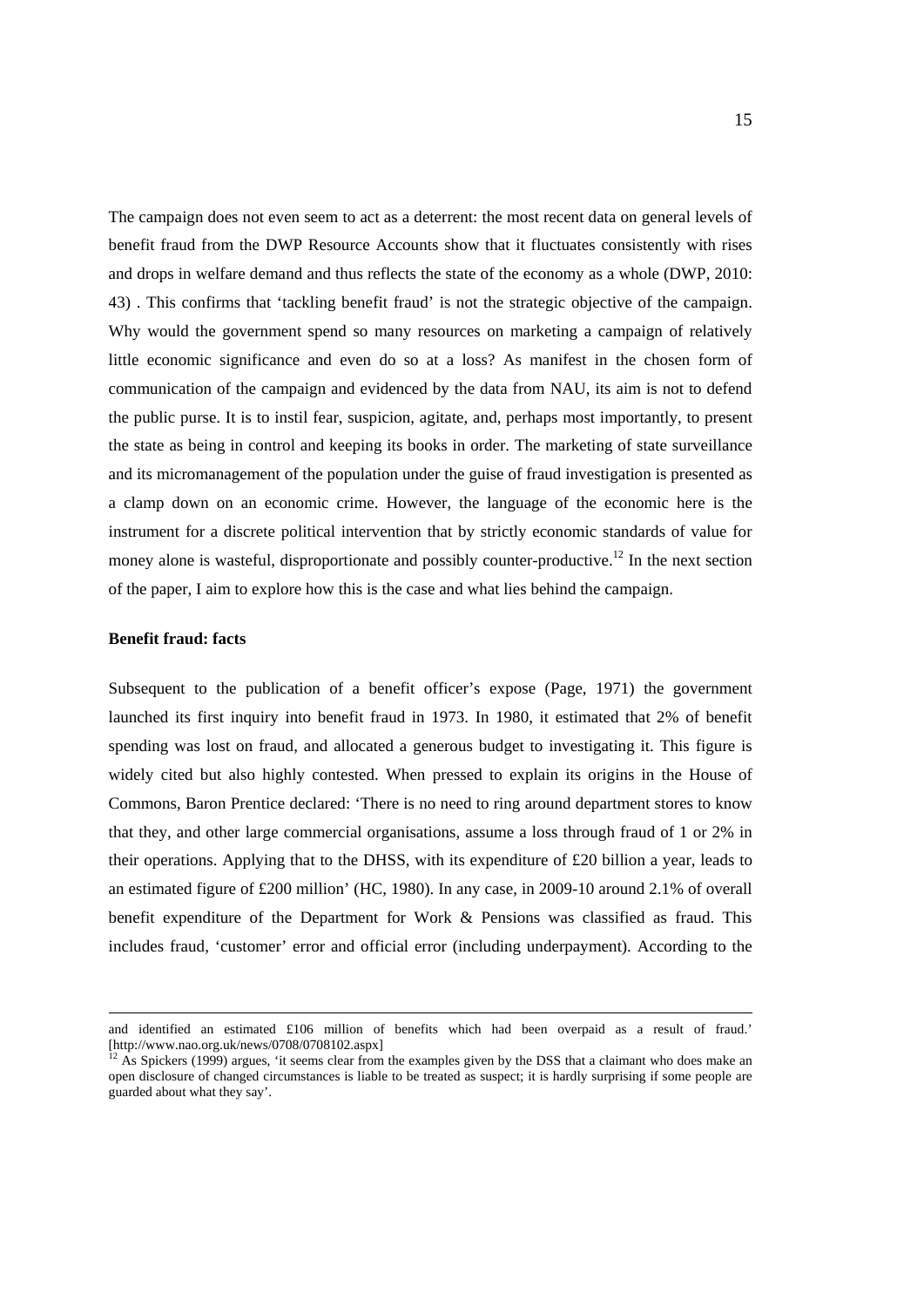The campaign does not even seem to act as a deterrent: the most recent data on general levels of benefit fraud from the DWP Resource Accounts show that it fluctuates consistently with rises and drops in welfare demand and thus reflects the state of the economy as a whole (DWP, 2010: 43) . This confirms that 'tackling benefit fraud' is not the strategic objective of the campaign. Why would the government spend so many resources on marketing a campaign of relatively little economic significance and even do so at a loss? As manifest in the chosen form of communication of the campaign and evidenced by the data from NAU, its aim is not to defend the public purse. It is to instil fear, suspicion, agitate, and, perhaps most importantly, to present the state as being in control and keeping its books in order. The marketing of state surveillance and its micromanagement of the population under the guise of fraud investigation is presented as a clamp down on an economic crime. However, the language of the economic here is the instrument for a discrete political intervention that by strictly economic standards of value for money alone is wasteful, disproportionate and possibly counter-productive.[12] In the next section of the paper, I aim to explore how this is the case and what lies behind the campaign.

**Benefit fraud: facts**

Subsequent to the publication of a benefit officer's expose (Page, 1971) the government launched its first inquiry into benefit fraud in 1973. In 1980, it estimated that 2% of benefit spending was lost on fraud, and allocated a generous budget to investigating it. This figure is widely cited but also highly contested. When pressed to explain its origins in the House of Commons, Baron Prentice declared: 'There is no need to ring around department stores to know that they, and other large commercial organisations, assume a loss through fraud of 1 or 2% in their operations. Applying that to the DHSS, with its expenditure of £20 billion a year, leads to an estimated figure of £200 million' (HC, 1980). In any case, in 2009-10 around 2.1% of overall benefit expenditure of the Department for Work & Pensions was classified as fraud. This includes fraud, 'customer' error and official error (including underpayment). According to the

---

and identified an estimated £106 million of benefits which had been overpaid as a result of fraud.' [http://www.nao.org.uk/news/0708/0708102.aspx]

[12] As Spickers (1999) argues, 'it seems clear from the examples given by the DSS that a claimant who does make an open disclosure of changed circumstances is liable to be treated as suspect; it is hardly surprising if some people are guarded about what they say'.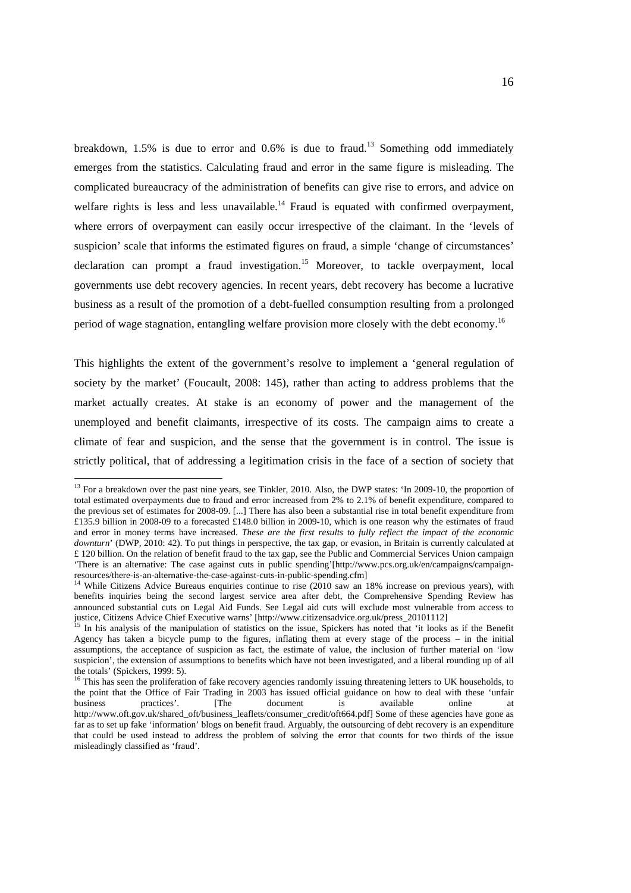breakdown, 1.5% is due to error and 0.6% is due to fraud.[13] Something odd immediately emerges from the statistics. Calculating fraud and error in the same figure is misleading. The complicated bureaucracy of the administration of benefits can give rise to errors, and advice on welfare rights is less and less unavailable.[14] Fraud is equated with confirmed overpayment, where errors of overpayment can easily occur irrespective of the claimant. In the 'levels of suspicion' scale that informs the estimated figures on fraud, a simple 'change of circumstances' declaration can prompt a fraud investigation.[15] Moreover, to tackle overpayment, local governments use debt recovery agencies. In recent years, debt recovery has become a lucrative business as a result of the promotion of a debt-fuelled consumption resulting from a prolonged period of wage stagnation, entangling welfare provision more closely with the debt economy.[16]

This highlights the extent of the government's resolve to implement a 'general regulation of society by the market' (Foucault, 2008: 145), rather than acting to address problems that the market actually creates. At stake is an economy of power and the management of the unemployed and benefit claimants, irrespective of its costs. The campaign aims to create a climate of fear and suspicion, and the sense that the government is in control. The issue is strictly political, that of addressing a legitimation crisis in the face of a section of society that

---

[13] For a breakdown over the past nine years, see Tinkler, 2010. Also, the DWP states: 'In 2009-10, the proportion of total estimated overpayments due to fraud and error increased from 2% to 2.1% of benefit expenditure, compared to the previous set of estimates for 2008-09. [...] There has also been a substantial rise in total benefit expenditure from £135.9 billion in 2008-09 to a forecasted £148.0 billion in 2009-10, which is one reason why the estimates of fraud and error in money terms have increased. *These are the first results to fully reflect the impact of the economic downturn*' (DWP, 2010: 42). To put things in perspective, the tax gap, or evasion, in Britain is currently calculated at £ 120 billion. On the relation of benefit fraud to the tax gap, see the Public and Commercial Services Union campaign 'There is an alternative: The case against cuts in public spending'[http://www.pcs.org.uk/en/campaigns/campaign-resources/there-is-an-alternative-the-case-against-cuts-in-public-spending.cfm]

[14] While Citizens Advice Bureaus enquiries continue to rise (2010 saw an 18% increase on previous years), with benefits inquiries being the second largest service area after debt, the Comprehensive Spending Review has announced substantial cuts on Legal Aid Funds. See Legal aid cuts will exclude most vulnerable from access to justice, Citizens Advice Chief Executive warns' [http://www.citizensadvice.org.uk/press_20101112]

[15] In his analysis of the manipulation of statistics on the issue, Spickers has noted that 'it looks as if the Benefit Agency has taken a bicycle pump to the figures, inflating them at every stage of the process – in the initial assumptions, the acceptance of suspicion as fact, the estimate of value, the inclusion of further material on 'low suspicion', the extension of assumptions to benefits which have not been investigated, and a liberal rounding up of all the totals' (Spickers, 1999: 5).

[16] This has seen the proliferation of fake recovery agencies randomly issuing threatening letters to UK households, to the point that the Office of Fair Trading in 2003 has issued official guidance on how to deal with these 'unfair business practices'. [The document is available online at http://www.oft.gov.uk/shared_oft/business_leaflets/consumer_credit/oft664.pdf] Some of these agencies have gone as far as to set up fake 'information' blogs on benefit fraud. Arguably, the outsourcing of debt recovery is an expenditure that could be used instead to address the problem of solving the error that counts for two thirds of the issue misleadingly classified as 'fraud'.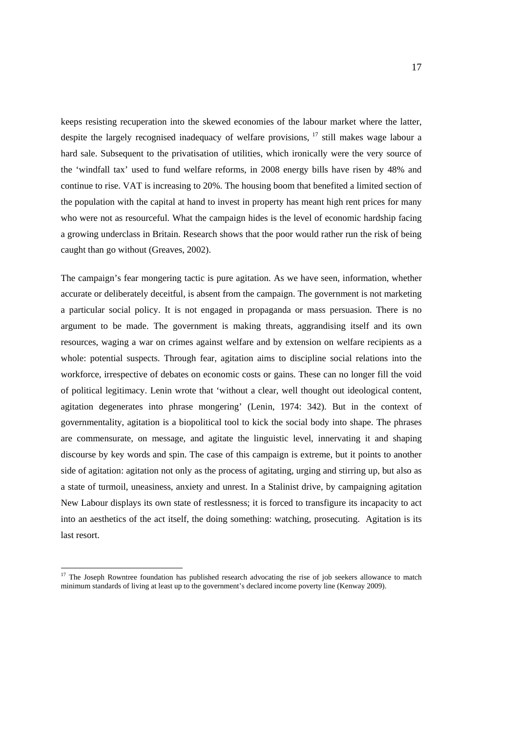keeps resisting recuperation into the skewed economies of the labour market where the latter, despite the largely recognised inadequacy of welfare provisions, [17] still makes wage labour a hard sale. Subsequent to the privatisation of utilities, which ironically were the very source of the 'windfall tax' used to fund welfare reforms, in 2008 energy bills have risen by 48% and continue to rise. VAT is increasing to 20%. The housing boom that benefited a limited section of the population with the capital at hand to invest in property has meant high rent prices for many who were not as resourceful. What the campaign hides is the level of economic hardship facing a growing underclass in Britain. Research shows that the poor would rather run the risk of being caught than go without (Greaves, 2002).

The campaign's fear mongering tactic is pure agitation. As we have seen, information, whether accurate or deliberately deceitful, is absent from the campaign. The government is not marketing a particular social policy. It is not engaged in propaganda or mass persuasion. There is no argument to be made. The government is making threats, aggrandising itself and its own resources, waging a war on crimes against welfare and by extension on welfare recipients as a whole: potential suspects. Through fear, agitation aims to discipline social relations into the workforce, irrespective of debates on economic costs or gains. These can no longer fill the void of political legitimacy. Lenin wrote that 'without a clear, well thought out ideological content, agitation degenerates into phrase mongering' (Lenin, 1974: 342). But in the context of governmentality, agitation is a biopolitical tool to kick the social body into shape. The phrases are commensurate, on message, and agitate the linguistic level, innervating it and shaping discourse by key words and spin. The case of this campaign is extreme, but it points to another side of agitation: agitation not only as the process of agitating, urging and stirring up, but also as a state of turmoil, uneasiness, anxiety and unrest. In a Stalinist drive, by campaigning agitation New Labour displays its own state of restlessness; it is forced to transfigure its incapacity to act into an aesthetics of the act itself, the doing something: watching, prosecuting. Agitation is its last resort.

[17] The Joseph Rowntree foundation has published research advocating the rise of job seekers allowance to match minimum standards of living at least up to the government's declared income poverty line (Kenway 2009).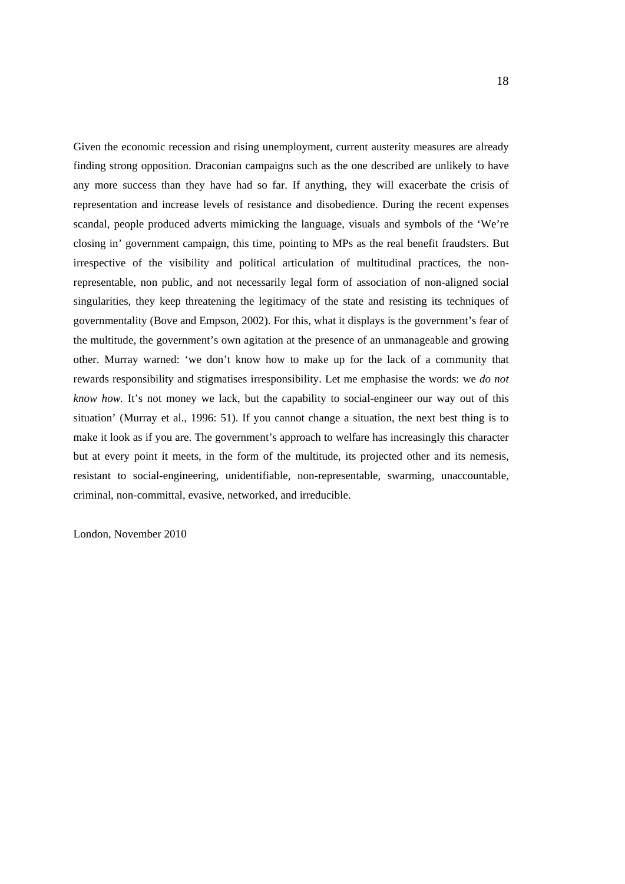Given the economic recession and rising unemployment, current austerity measures are already finding strong opposition. Draconian campaigns such as the one described are unlikely to have any more success than they have had so far. If anything, they will exacerbate the crisis of representation and increase levels of resistance and disobedience. During the recent expenses scandal, people produced adverts mimicking the language, visuals and symbols of the 'We're closing in' government campaign, this time, pointing to MPs as the real benefit fraudsters. But irrespective of the visibility and political articulation of multitudinal practices, the non-representable, non public, and not necessarily legal form of association of non-aligned social singularities, they keep threatening the legitimacy of the state and resisting its techniques of governmentality (Bove and Empson, 2002). For this, what it displays is the government's fear of the multitude, the government's own agitation at the presence of an unmanageable and growing other. Murray warned: 'we don't know how to make up for the lack of a community that rewards responsibility and stigmatises irresponsibility. Let me emphasise the words: we *do not know how.* It's not money we lack, but the capability to social-engineer our way out of this situation' (Murray et al., 1996: 51). If you cannot change a situation, the next best thing is to make it look as if you are. The government's approach to welfare has increasingly this character but at every point it meets, in the form of the multitude, its projected other and its nemesis, resistant to social-engineering, unidentifiable, non-representable, swarming, unaccountable, criminal, non-committal, evasive, networked, and irreducible.

London, November 2010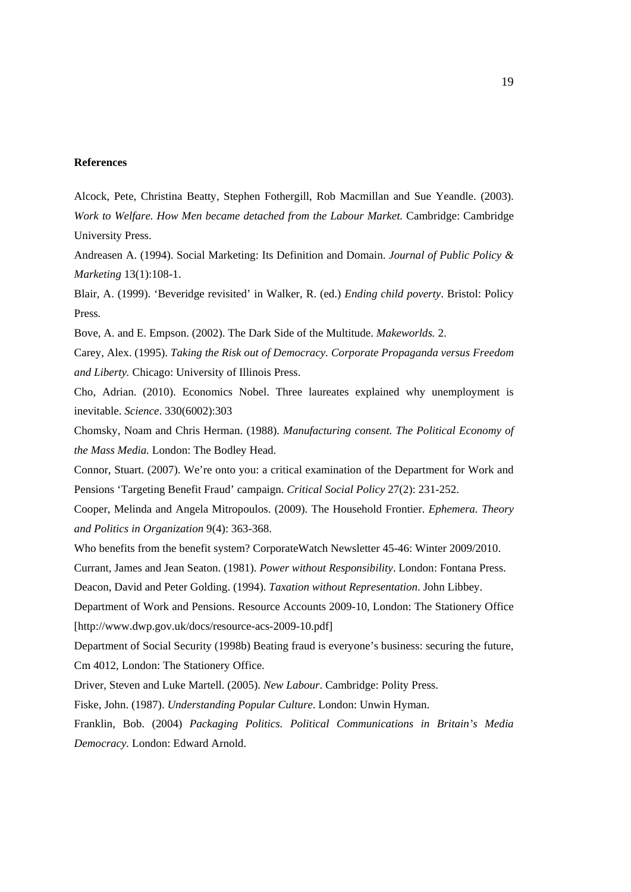**References**

Alcock, Pete, Christina Beatty, Stephen Fothergill, Rob Macmillan and Sue Yeandle. (2003). *Work to Welfare. How Men became detached from the Labour Market.* Cambridge: Cambridge University Press.

Andreasen A. (1994). Social Marketing: Its Definition and Domain. *Journal of Public Policy & Marketing* 13(1):108-1.

Blair, A. (1999). 'Beveridge revisited' in Walker, R. (ed.) *Ending child poverty*. Bristol: Policy Press.

Bove, A. and E. Empson. (2002). The Dark Side of the Multitude. *Makeworlds.* 2.

Carey, Alex. (1995). *Taking the Risk out of Democracy. Corporate Propaganda versus Freedom and Liberty.* Chicago: University of Illinois Press.

Cho, Adrian. (2010). Economics Nobel. Three laureates explained why unemployment is inevitable. *Science*. 330(6002):303

Chomsky, Noam and Chris Herman. (1988). *Manufacturing consent. The Political Economy of the Mass Media.* London: The Bodley Head.

Connor, Stuart. (2007). We're onto you: a critical examination of the Department for Work and Pensions 'Targeting Benefit Fraud' campaign. *Critical Social Policy* 27(2): 231-252.

Cooper, Melinda and Angela Mitropoulos. (2009). The Household Frontier. *Ephemera. Theory and Politics in Organization* 9(4): 363-368.

Who benefits from the benefit system? CorporateWatch Newsletter 45-46: Winter 2009/2010.

Currant, James and Jean Seaton. (1981). *Power without Responsibility*. London: Fontana Press.

Deacon, David and Peter Golding. (1994). *Taxation without Representation*. John Libbey.

Department of Work and Pensions. Resource Accounts 2009-10, London: The Stationery Office [http://www.dwp.gov.uk/docs/resource-acs-2009-10.pdf]

Department of Social Security (1998b) Beating fraud is everyone's business: securing the future, Cm 4012, London: The Stationery Office.

Driver, Steven and Luke Martell. (2005). *New Labour*. Cambridge: Polity Press.

Fiske, John. (1987). *Understanding Popular Culture*. London: Unwin Hyman.

Franklin, Bob. (2004) *Packaging Politics. Political Communications in Britain's Media Democracy.* London: Edward Arnold.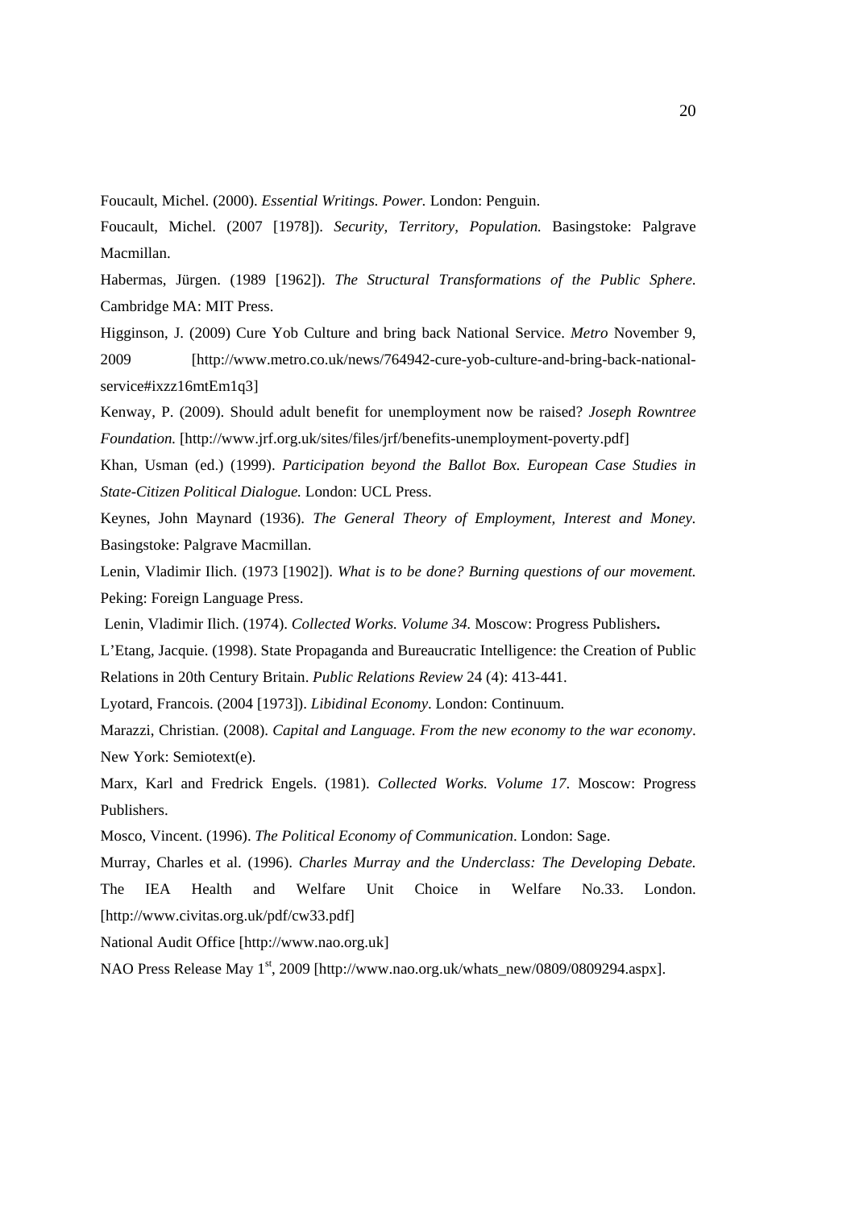Foucault, Michel. (2000). *Essential Writings. Power.* London: Penguin.

Foucault, Michel. (2007 [1978]). *Security, Territory, Population.* Basingstoke: Palgrave Macmillan.

Habermas, Jürgen. (1989 [1962]). *The Structural Transformations of the Public Sphere*. Cambridge MA: MIT Press.

Higginson, J. (2009) Cure Yob Culture and bring back National Service. *Metro* November 9, 2009 [http://www.metro.co.uk/news/764942-cure-yob-culture-and-bring-back-national-service#ixzz16mtEm1q3]

Kenway, P. (2009). Should adult benefit for unemployment now be raised? *Joseph Rowntree Foundation.* [http://www.jrf.org.uk/sites/files/jrf/benefits-unemployment-poverty.pdf]

Khan, Usman (ed.) (1999). *Participation beyond the Ballot Box. European Case Studies in State-Citizen Political Dialogue.* London: UCL Press.

Keynes, John Maynard (1936). *The General Theory of Employment, Interest and Money*. Basingstoke: Palgrave Macmillan.

Lenin, Vladimir Ilich. (1973 [1902]). *What is to be done? Burning questions of our movement.* Peking: Foreign Language Press.

Lenin, Vladimir Ilich. (1974). *Collected Works. Volume 34.* Moscow: Progress Publishers**.**

L'Etang, Jacquie. (1998). State Propaganda and Bureaucratic Intelligence: the Creation of Public Relations in 20th Century Britain. *Public Relations Review* 24 (4): 413-441.

Lyotard, Francois. (2004 [1973]). *Libidinal Economy*. London: Continuum.

Marazzi, Christian. (2008). *Capital and Language. From the new economy to the war economy*. New York: Semiotext(e).

Marx, Karl and Fredrick Engels. (1981). *Collected Works. Volume 17*. Moscow: Progress Publishers.

Mosco, Vincent. (1996). *The Political Economy of Communication*. London: Sage.

Murray, Charles et al. (1996). *Charles Murray and the Underclass: The Developing Debate.* The IEA Health and Welfare Unit Choice in Welfare No.33. London. [http://www.civitas.org.uk/pdf/cw33.pdf]

National Audit Office [http://www.nao.org.uk]

NAO Press Release May 1st, 2009 [http://www.nao.org.uk/whats_new/0809/0809294.aspx].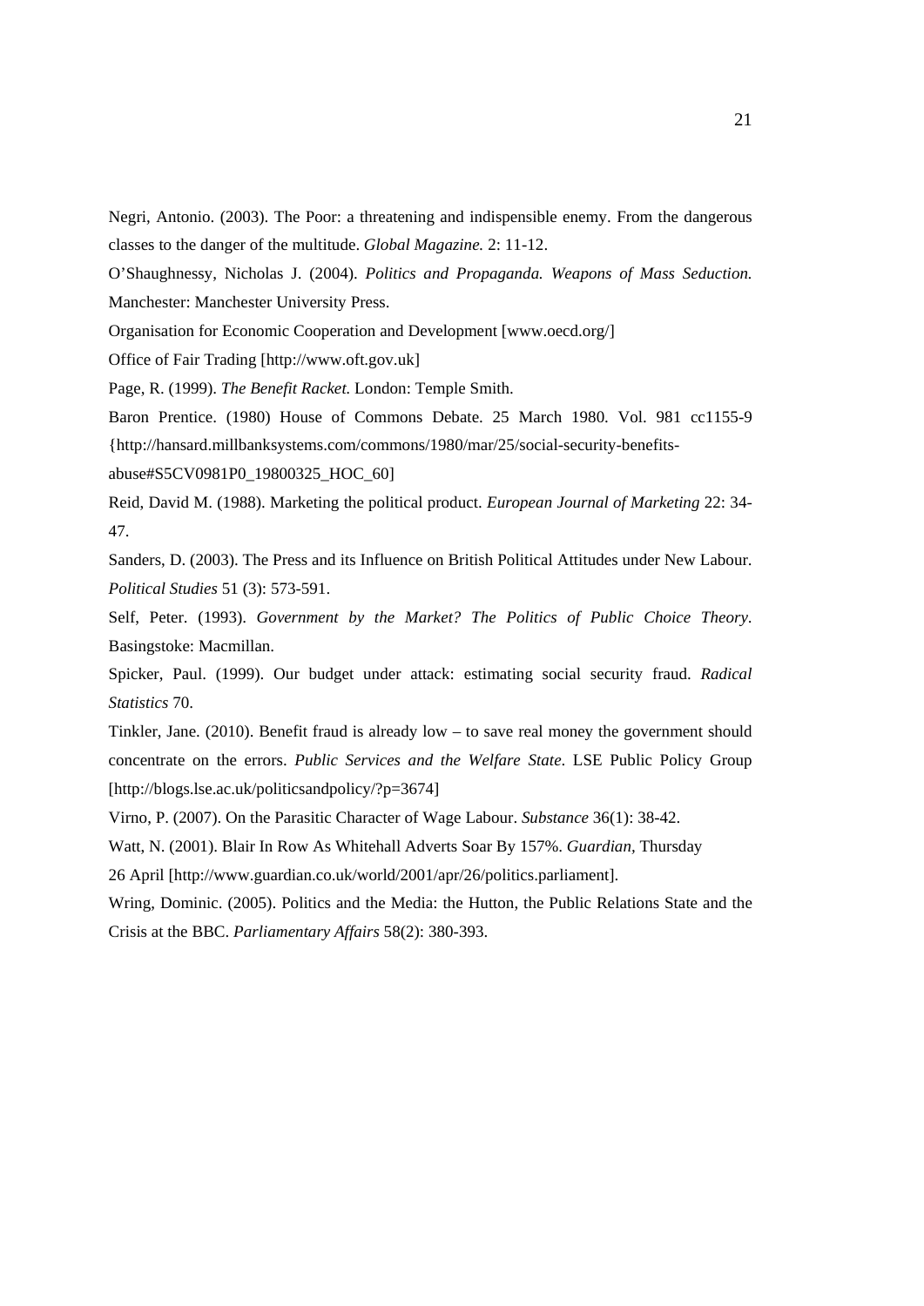Negri, Antonio. (2003). The Poor: a threatening and indispensible enemy. From the dangerous classes to the danger of the multitude. *Global Magazine.* 2: 11-12.

O'Shaughnessy, Nicholas J. (2004). *Politics and Propaganda. Weapons of Mass Seduction.* Manchester: Manchester University Press.

Organisation for Economic Cooperation and Development [www.oecd.org/]

Office of Fair Trading [http://www.oft.gov.uk]

Page, R. (1999). *The Benefit Racket.* London: Temple Smith.

Baron Prentice. (1980) House of Commons Debate. 25 March 1980. Vol. 981 cc1155-9 {http://hansard.millbanksystems.com/commons/1980/mar/25/social-security-benefits-abuse#S5CV0981P0_19800325_HOC_60]

Reid, David M. (1988). Marketing the political product. *European Journal of Marketing* 22: 34-47.

Sanders, D. (2003). The Press and its Influence on British Political Attitudes under New Labour. *Political Studies* 51 (3): 573-591.

Self, Peter. (1993). *Government by the Market? The Politics of Public Choice Theory*. Basingstoke: Macmillan.

Spicker, Paul. (1999). Our budget under attack: estimating social security fraud. *Radical Statistics* 70.

Tinkler, Jane. (2010). Benefit fraud is already low – to save real money the government should concentrate on the errors. *Public Services and the Welfare State*. LSE Public Policy Group [http://blogs.lse.ac.uk/politicsandpolicy/?p=3674]

Virno, P. (2007). On the Parasitic Character of Wage Labour. *Substance* 36(1): 38-42.

Watt, N. (2001). Blair In Row As Whitehall Adverts Soar By 157%. *Guardian*, Thursday 26 April [http://www.guardian.co.uk/world/2001/apr/26/politics.parliament].

Wring, Dominic. (2005). Politics and the Media: the Hutton, the Public Relations State and the Crisis at the BBC. *Parliamentary Affairs* 58(2): 380-393.